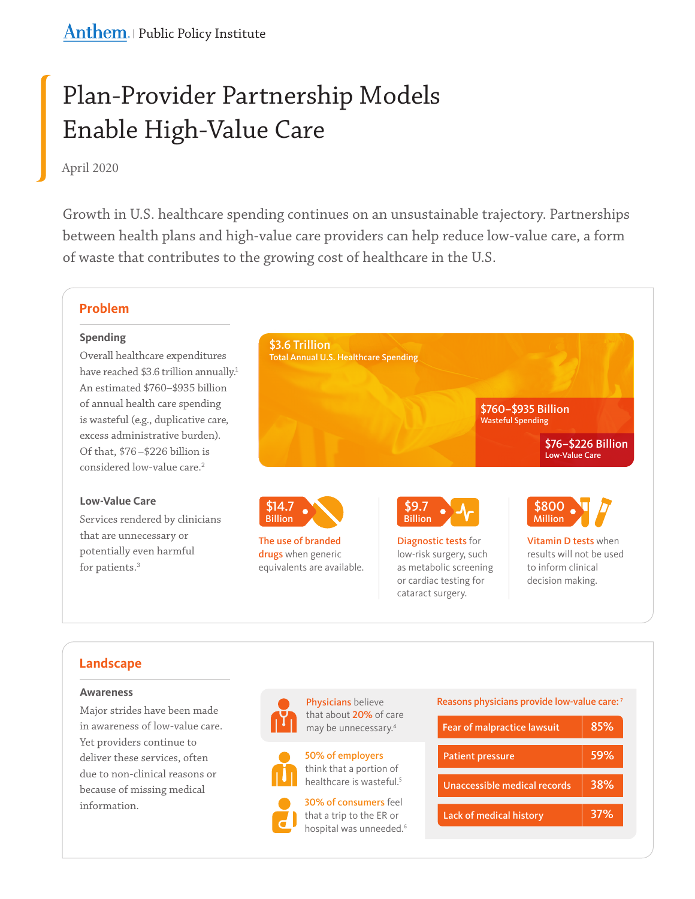Anthem. | Public Policy Institute

# Plan-Provider Partnership Models Enable High-Value Care

April 2020

Growth in U.S. healthcare spending continues on an unsustainable trajectory. Partnerships between health plans and high-value care providers can help reduce low-value care, a form of waste that contributes to the growing cost of healthcare in the U.S.

## Problem

### Spending

Overall healthcare expenditures have reached $3.6 trillion annually.[1] An estimated $760–$935 billion of annual health care spending is wasteful (e.g., duplicative care, excess administrative burden). Of that, $76 –$226 billion is considered low-value care.[2]

**$3.6 Trillion**
Total Annual U.S. Healthcare Spending

**$760–$935 Billion**
Wasteful Spending

**$76–$226 Billion**
Low-Value Care

### Low-Value Care

Services rendered by clinicians that are unnecessary or potentially even harmful for patients.[3]

**$14.7 Billion** — The use of branded drugs when generic equivalents are available.

**$9.7 Billion** — Diagnostic tests for low-risk surgery, such as metabolic screening or cardiac testing for cataract surgery.

**$800 Million** — Vitamin D tests when results will not be used to inform clinical decision making.

## Landscape

### Awareness

Major strides have been made in awareness of low-value care. Yet providers continue to deliver these services, often due to non-clinical reasons or because of missing medical information.

Physicians believe that about 20% of care may be unnecessary.[4]

50% of employers think that a portion of healthcare is wasteful.[5]

30% of consumers feel that a trip to the ER or hospital was unneeded.[6]

Reasons physicians provide low-value care:[7]

| Reason | % |
|---|---|
| Fear of malpractice lawsuit | 85% |
| Patient pressure | 59% |
| Unaccessible medical records | 38% |
| Lack of medical history | 37% |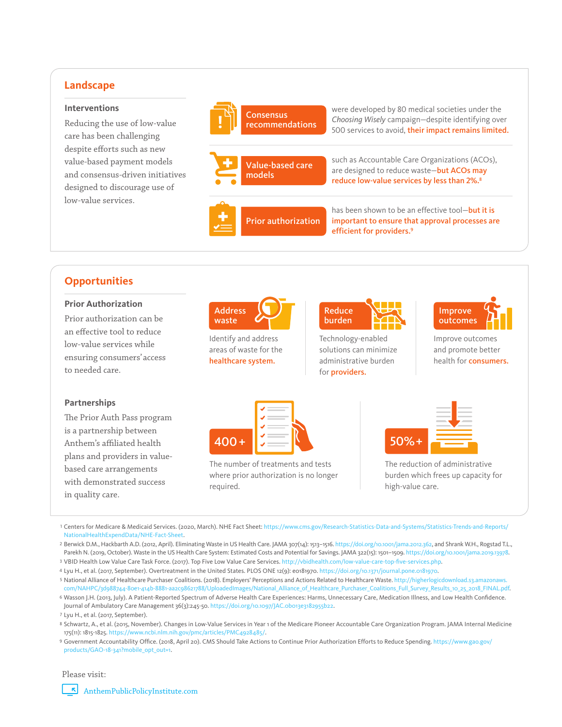## Landscape

### Interventions

Reducing the use of low-value care has been challenging despite efforts such as new value-based payment models and consensus-driven initiatives designed to discourage use of low-value services.

**Consensus recommendations** were developed by 80 medical societies under the *Choosing Wisely* campaign—despite identifying over 500 services to avoid, **their impact remains limited.**

**Value-based care models** such as Accountable Care Organizations (ACOs), are designed to reduce waste—**but ACOs may reduce low-value services by less than 2%.**[8]

**Prior authorization** has been shown to be an effective tool—**but it is important to ensure that approval processes are efficient for providers.**[9]

## Opportunities

### Prior Authorization

Prior authorization can be an effective tool to reduce low-value services while ensuring consumers' access to needed care.

**Address waste**

Identify and address areas of waste for the **healthcare system.**

**Reduce burden**

Technology-enabled solutions can minimize administrative burden for **providers.**

**Improve outcomes**

Improve outcomes and promote better health for **consumers.**

### Partnerships

The Prior Auth Pass program is a partnership between Anthem's affiliated health plans and providers in value-based care arrangements with demonstrated success in quality care.

**400+**

The number of treatments and tests where prior authorization is no longer required.

**50%+**

The reduction of administrative burden which frees up capacity for high-value care.

1 Centers for Medicare & Medicaid Services. (2020, March). NHE Fact Sheet: https://www.cms.gov/Research-Statistics-Data-and-Systems/Statistics-Trends-and-Reports/NationalHealthExpendData/NHE-Fact-Sheet.

2 Berwick D.M., Hackbarth A.D. (2012, April). Eliminating Waste in US Health Care. JAMA 307(14): 1513–1516. https://doi.org/10.1001/jama.2012.362, and Shrank W.H., Rogstad T.L., Parekh N. (2019, October). Waste in the US Health Care System: Estimated Costs and Potential for Savings. JAMA 322(15): 1501–1509. https://doi.org/10.1001/jama.2019.13978.

3 VBID Health Low Value Care Task Force. (2017). Top Five Low Value Care Services. http://vbidhealth.com/low-value-care-top-five-services.php.

4 Lyu H., et al. (2017, September). Overtreatment in the United States. PLOS ONE 12(9): e0181970. https://doi.org/10.1371/journal.pone.0181970.

5 National Alliance of Healthcare Purchaser Coalitions. (2018). Employers' Perceptions and Actions Related to Healthcare Waste. http://higherlogicdownload.s3.amazonaws.com/NAHPC/3d988744-80e1-414b-8881-aa2c98621788/UploadedImages/National_Alliance_of_Healthcare_Purchaser_Coalitions_Full_Survey_Results_10_25_2018_FINAL.pdf.

6 Wasson J.H. (2013, July). A Patient-Reported Spectrum of Adverse Health Care Experiences: Harms, Unnecessary Care, Medication Illness, and Low Health Confidence. Journal of Ambulatory Care Management 36(3):245-50. https://doi.org/10.1097/JAC.0b013e3182955b22.

7 Lyu H., et al. (2017, September).

8 Schwartz, A., et al. (2015, November). Changes in Low-Value Services in Year 1 of the Medicare Pioneer Accountable Care Organization Program. JAMA Internal Medicine 175(11): 1815-1825. https://www.ncbi.nlm.nih.gov/pmc/articles/PMC4928485/.

9 Government Accountability Office. (2018, April 20). CMS Should Take Actions to Continue Prior Authorization Efforts to Reduce Spending. https://www.gao.gov/products/GAO-18-341?mobile_opt_out=1.

Please visit:

AnthemPublicPolicyInstitute.com